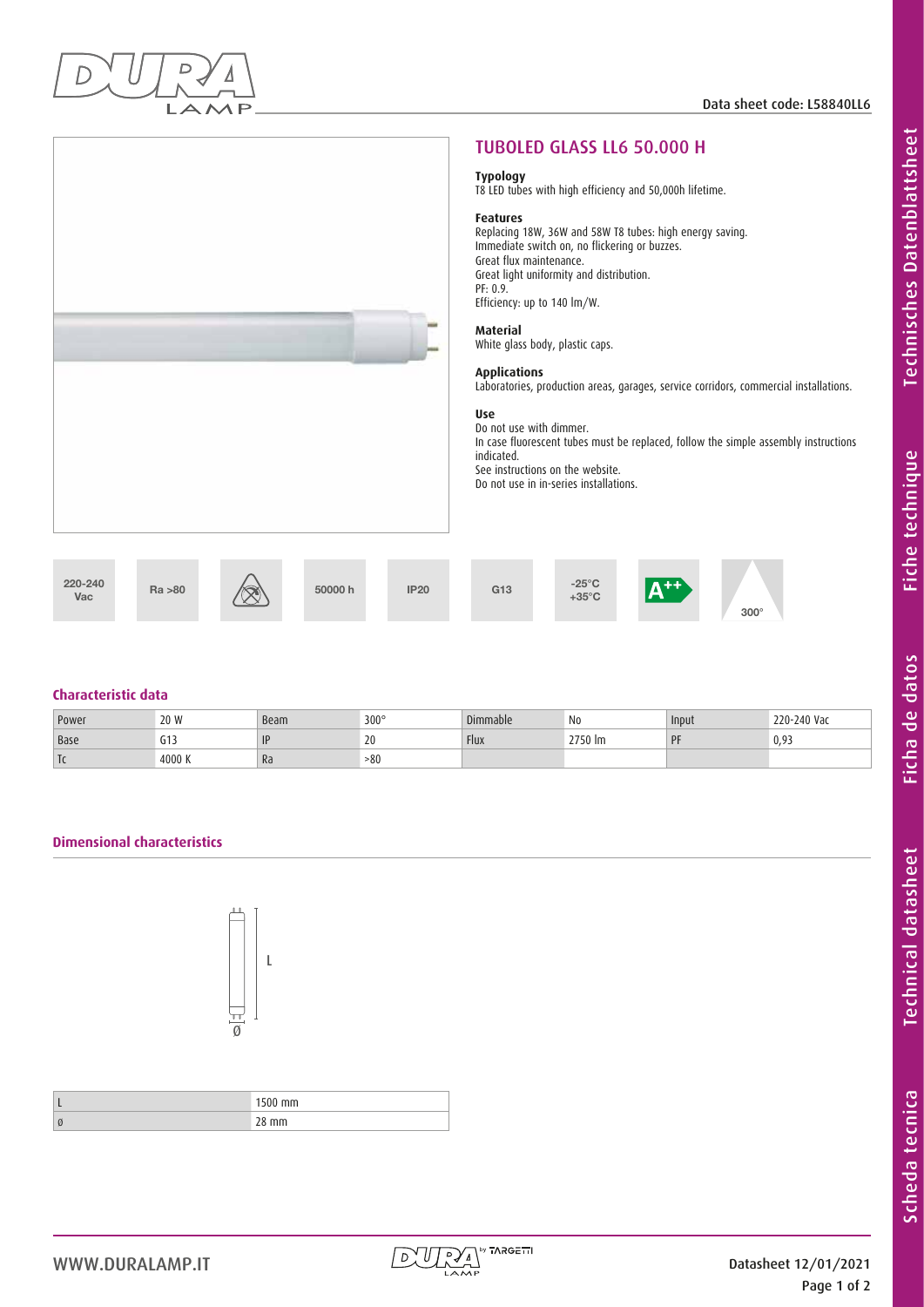Data sheet code: L58840LL6

# TUBOLED GLASS LL6 50.000 H

**Typology**
T8 LED tubes with high efficiency and 50,000h lifetime.

**Features**
Replacing 18W, 36W and 58W T8 tubes: high energy saving.
Immediate switch on, no flickering or buzzes.
Great flux maintenance.
Great light uniformity and distribution.
PF: 0.9.
Efficiency: up to 140 lm/W.

**Material**
White glass body, plastic caps.

**Applications**
Laboratories, production areas, garages, service corridors, commercial installations.

**Use**
Do not use with dimmer.
In case fluorescent tubes must be replaced, follow the simple assembly instructions indicated.
See instructions on the website.
Do not use in in-series installations.

220-240 Vac | Ra >80 | 50000 h | IP20 | G13 | -25°C +35°C | A++ | 300°

## Characteristic data

| Power | 20 W | Beam | 300° | Dimmable | No | Input | 220-240 Vac |
|---|---|---|---|---|---|---|---|
| Base | G13 | IP | 20 | Flux | 2750 lm | PF | 0,93 |
| Tc | 4000 K | Ra | >80 | | | | |

## Dimensional characteristics

| | |
|---|---|
| L | 1500 mm |
| Ø | 28 mm |

WWW.DURALAMP.IT

Datasheet 12/01/2021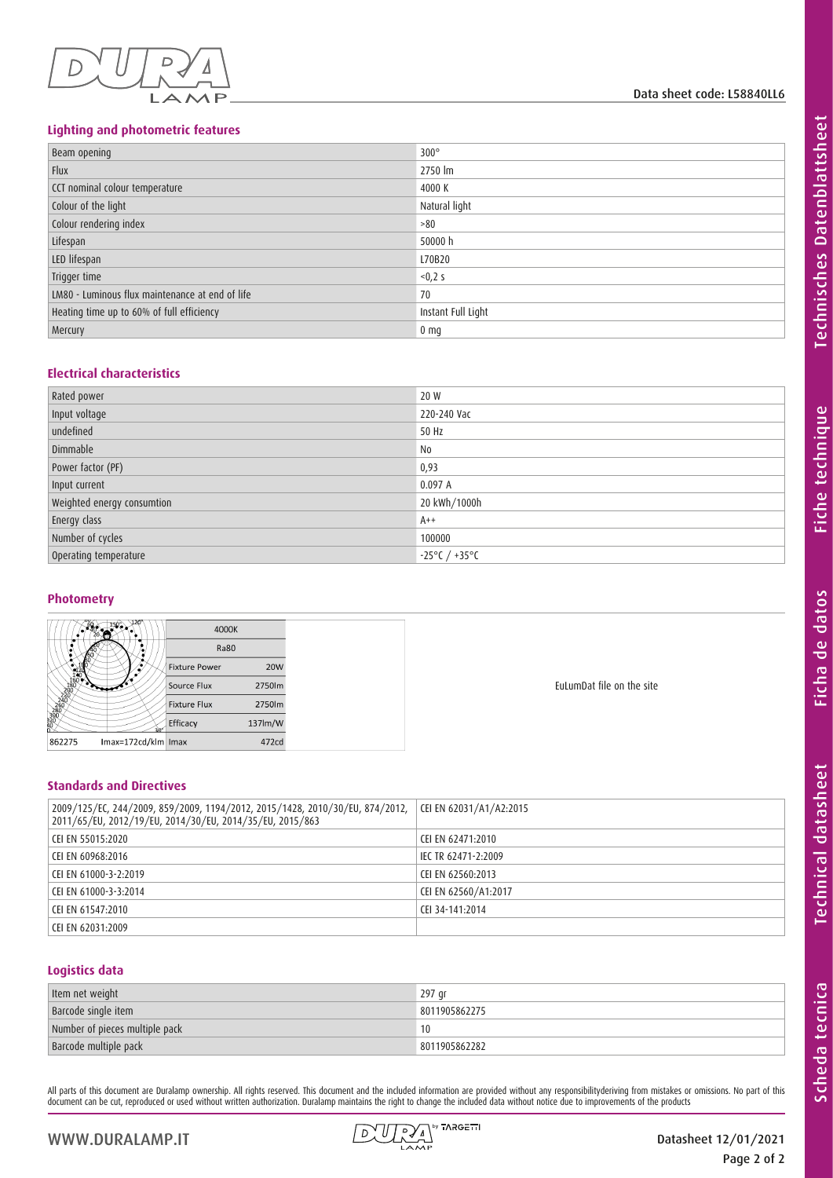Data sheet code: L58840LL6

## Lighting and photometric features

| | |
|---|---|
| Beam opening | 300° |
| Flux | 2750 lm |
| CCT nominal colour temperature | 4000 K |
| Colour of the light | Natural light |
| Colour rendering index | >80 |
| Lifespan | 50000 h |
| LED lifespan | L70B20 |
| Trigger time | <0,2 s |
| LM80 - Luminous flux maintenance at end of life | 70 |
| Heating time up to 60% of full efficiency | Instant Full Light |
| Mercury | 0 mg |

## Electrical characteristics

| | |
|---|---|
| Rated power | 20 W |
| Input voltage | 220-240 Vac |
| undefined | 50 Hz |
| Dimmable | No |
| Power factor (PF) | 0,93 |
| Input current | 0.097 A |
| Weighted energy consumtion | 20 kWh/1000h |
| Energy class | A++ |
| Number of cycles | 100000 |
| Operating temperature | -25°C / +35°C |

## Photometry

| | |
|---|---|
| | 4000K |
| | Ra80 |
| Fixture Power | 20W |
| Source Flux | 2750lm |
| Fixture Flux | 2750lm |
| Efficacy | 137lm/W |
| Imax | 472cd |

862275 Imax=172cd/klm

EuLumDat file on the site

## Standards and Directives

| | |
|---|---|
| 2009/125/EC, 244/2009, 859/2009, 1194/2012, 2015/1428, 2010/30/EU, 874/2012, 2011/65/EU, 2012/19/EU, 2014/30/EU, 2014/35/EU, 2015/863 | CEI EN 62031/A1/A2:2015 |
| CEI EN 55015:2020 | CEI EN 62471:2010 |
| CEI EN 60968:2016 | IEC TR 62471-2:2009 |
| CEI EN 61000-3-2:2019 | CEI EN 62560:2013 |
| CEI EN 61000-3-3:2014 | CEI EN 62560/A1:2017 |
| CEI EN 61547:2010 | CEI 34-141:2014 |
| CEI EN 62031:2009 | |

## Logistics data

| | |
|---|---|
| Item net weight | 297 gr |
| Barcode single item | 8011905862275 |
| Number of pieces multiple pack | 10 |
| Barcode multiple pack | 8011905862282 |

All parts of this document are Duralamp ownership. All rights reserved. This document and the included information are provided without any responsibilityderiving from mistakes or omissions. No part of this document can be cut, reproduced or used without written authorization. Duralamp maintains the right to change the included data without notice due to improvements of the products

WWW.DURALAMP.IT

Datasheet 12/01/2021